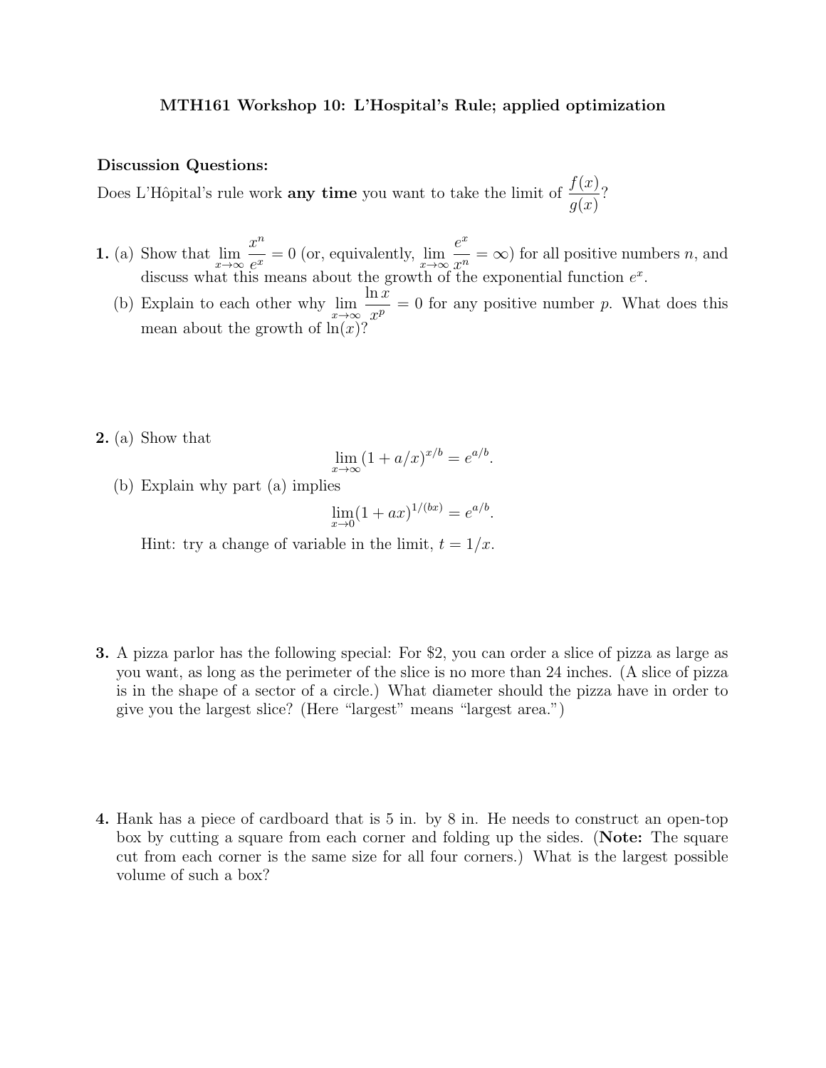# MTH161 Workshop 10: L'Hospital's Rule; applied optimization

**Discussion Questions:**

Does L'Hôpital's rule work **any time** you want to take the limit of $\dfrac{f(x)}{g(x)}$?

**1.** (a) Show that $\displaystyle\lim_{x\to\infty} \frac{x^n}{e^x} = 0$ (or, equivalently, $\displaystyle\lim_{x\to\infty} \frac{e^x}{x^n} = \infty$) for all positive numbers $n$, and discuss what this means about the growth of the exponential function $e^x$.

(b) Explain to each other why $\displaystyle\lim_{x\to\infty} \frac{\ln x}{x^p} = 0$ for any positive number $p$. What does this mean about the growth of $\ln(x)$?

**2.** (a) Show that

$$\lim_{x\to\infty} (1 + a/x)^{x/b} = e^{a/b}.$$

(b) Explain why part (a) implies

$$\lim_{x\to 0} (1 + ax)^{1/(bx)} = e^{a/b}.$$

Hint: try a change of variable in the limit, $t = 1/x$.

**3.** A pizza parlor has the following special: For \$2, you can order a slice of pizza as large as you want, as long as the perimeter of the slice is no more than 24 inches. (A slice of pizza is in the shape of a sector of a circle.) What diameter should the pizza have in order to give you the largest slice? (Here "largest" means "largest area.")

**4.** Hank has a piece of cardboard that is 5 in. by 8 in. He needs to construct an open-top box by cutting a square from each corner and folding up the sides. (**Note:** The square cut from each corner is the same size for all four corners.) What is the largest possible volume of such a box?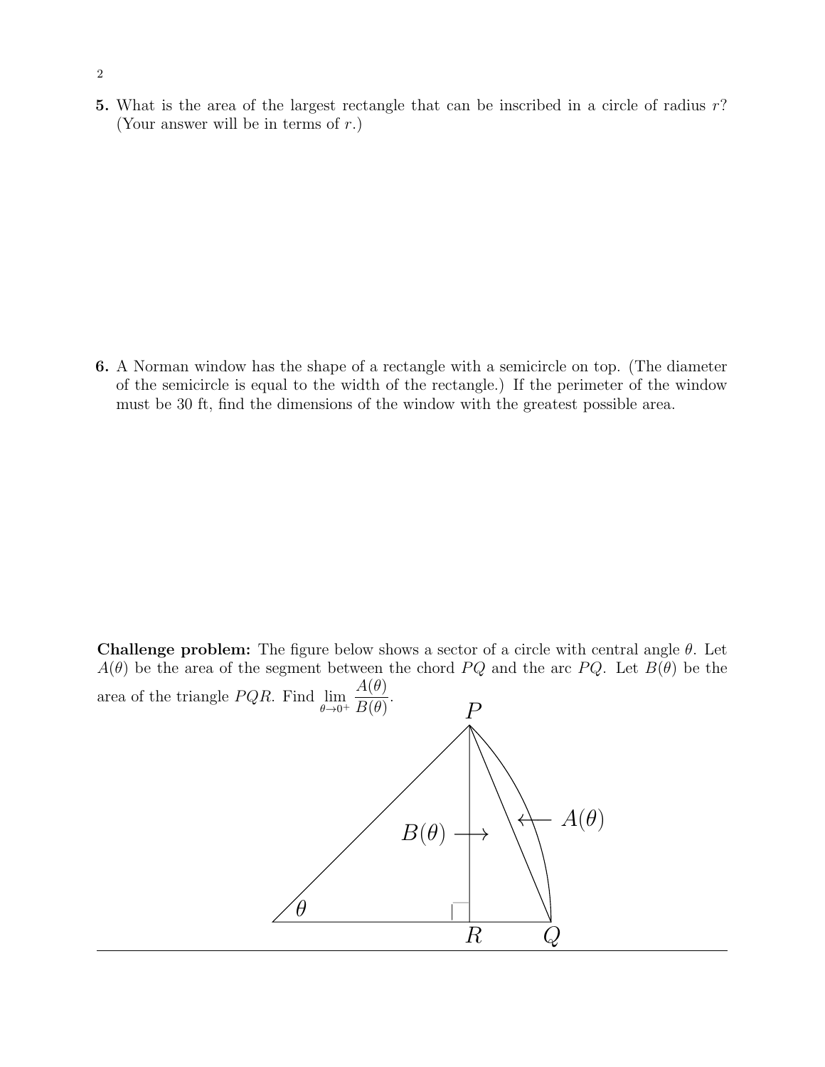**5.** What is the area of the largest rectangle that can be inscribed in a circle of radius $r$? (Your answer will be in terms of $r$.)

**6.** A Norman window has the shape of a rectangle with a semicircle on top. (The diameter of the semicircle is equal to the width of the rectangle.) If the perimeter of the window must be 30 ft, find the dimensions of the window with the greatest possible area.

**Challenge problem:** The figure below shows a sector of a circle with central angle $\theta$. Let $A(\theta)$ be the area of the segment between the chord $PQ$ and the arc $PQ$. Let $B(\theta)$ be the area of the triangle $PQR$. Find $\lim_{\theta \to 0^+} \frac{A(\theta)}{B(\theta)}$.

P

$B(\theta)$

$A(\theta)$

$\theta$

R

Q